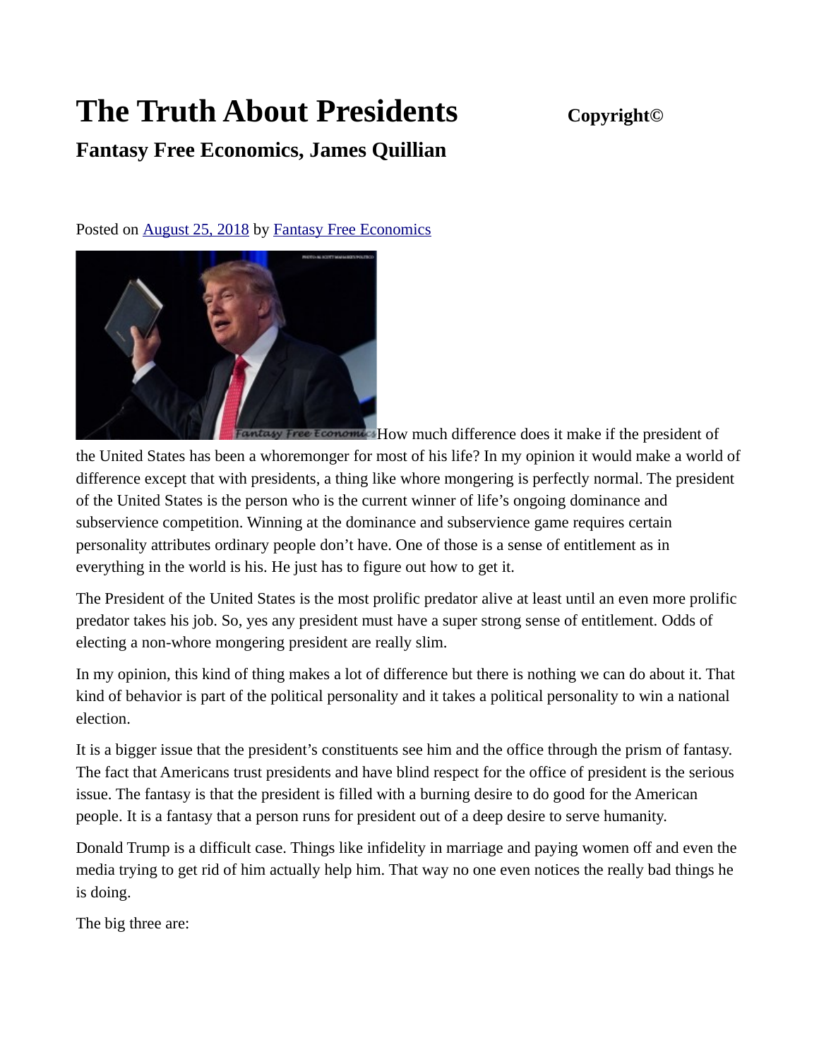# The Truth About Presidents **Copyright©**

## Fantasy Free Economics, James Quillian

Posted on August 25, 2018 by Fantasy Free Economics

How much difference does it make if the president of the United States has been a whoremonger for most of his life? In my opinion it would make a world of difference except that with presidents, a thing like whore mongering is perfectly normal. The president of the United States is the person who is the current winner of life's ongoing dominance and subservience competition. Winning at the dominance and subservience game requires certain personality attributes ordinary people don't have. One of those is a sense of entitlement as in everything in the world is his. He just has to figure out how to get it.

The President of the United States is the most prolific predator alive at least until an even more prolific predator takes his job. So, yes any president must have a super strong sense of entitlement. Odds of electing a non-whore mongering president are really slim.

In my opinion, this kind of thing makes a lot of difference but there is nothing we can do about it. That kind of behavior is part of the political personality and it takes a political personality to win a national election.

It is a bigger issue that the president's constituents see him and the office through the prism of fantasy. The fact that Americans trust presidents and have blind respect for the office of president is the serious issue. The fantasy is that the president is filled with a burning desire to do good for the American people. It is a fantasy that a person runs for president out of a deep desire to serve humanity.

Donald Trump is a difficult case. Things like infidelity in marriage and paying women off and even the media trying to get rid of him actually help him. That way no one even notices the really bad things he is doing.

The big three are: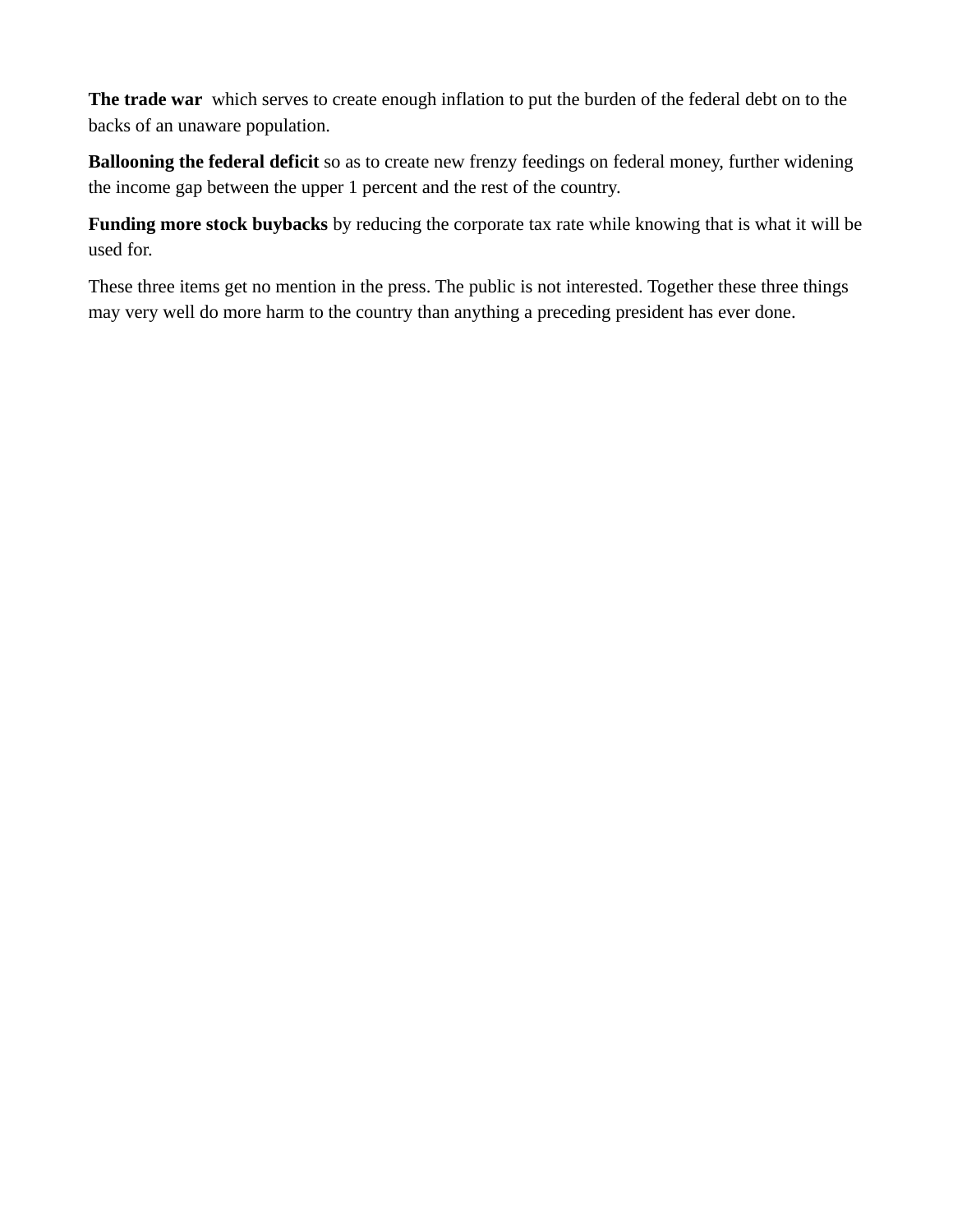**The trade war** which serves to create enough inflation to put the burden of the federal debt on to the backs of an unaware population.

**Ballooning the federal deficit** so as to create new frenzy feedings on federal money, further widening the income gap between the upper 1 percent and the rest of the country.

**Funding more stock buybacks** by reducing the corporate tax rate while knowing that is what it will be used for.

These three items get no mention in the press. The public is not interested. Together these three things may very well do more harm to the country than anything a preceding president has ever done.